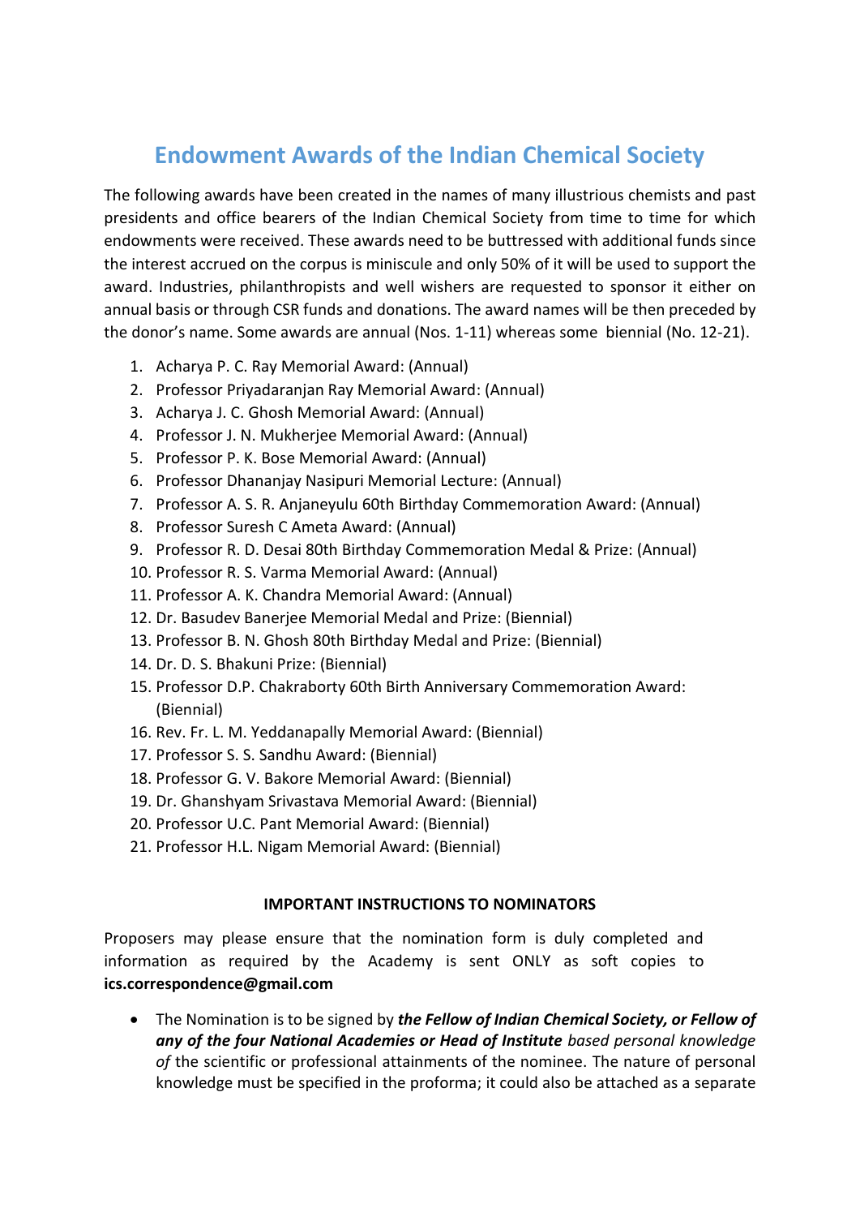# Endowment Awards of the Indian Chemical Society

The following awards have been created in the names of many illustrious chemists and past presidents and office bearers of the Indian Chemical Society from time to time for which endowments were received. These awards need to be buttressed with additional funds since the interest accrued on the corpus is miniscule and only 50% of it will be used to support the award. Industries, philanthropists and well wishers are requested to sponsor it either on annual basis or through CSR funds and donations. The award names will be then preceded by the donor's name. Some awards are annual (Nos. 1-11) whereas some biennial (No. 12-21).

1. Acharya P. C. Ray Memorial Award: (Annual)
2. Professor Priyadaranjan Ray Memorial Award: (Annual)
3. Acharya J. C. Ghosh Memorial Award: (Annual)
4. Professor J. N. Mukherjee Memorial Award: (Annual)
5. Professor P. K. Bose Memorial Award: (Annual)
6. Professor Dhananjay Nasipuri Memorial Lecture: (Annual)
7. Professor A. S. R. Anjaneyulu 60th Birthday Commemoration Award: (Annual)
8. Professor Suresh C Ameta Award: (Annual)
9. Professor R. D. Desai 80th Birthday Commemoration Medal & Prize: (Annual)
10. Professor R. S. Varma Memorial Award: (Annual)
11. Professor A. K. Chandra Memorial Award: (Annual)
12. Dr. Basudev Banerjee Memorial Medal and Prize: (Biennial)
13. Professor B. N. Ghosh 80th Birthday Medal and Prize: (Biennial)
14. Dr. D. S. Bhakuni Prize: (Biennial)
15. Professor D.P. Chakraborty 60th Birth Anniversary Commemoration Award: (Biennial)
16. Rev. Fr. L. M. Yeddanapally Memorial Award: (Biennial)
17. Professor S. S. Sandhu Award: (Biennial)
18. Professor G. V. Bakore Memorial Award: (Biennial)
19. Dr. Ghanshyam Srivastava Memorial Award: (Biennial)
20. Professor U.C. Pant Memorial Award: (Biennial)
21. Professor H.L. Nigam Memorial Award: (Biennial)

**IMPORTANT INSTRUCTIONS TO NOMINATORS**

Proposers may please ensure that the nomination form is duly completed and information as required by the Academy is sent ONLY as soft copies to **ics.correspondence@gmail.com**

- The Nomination is to be signed by ***the Fellow of Indian Chemical Society, or Fellow of any of the four National Academies or Head of Institute*** *based personal knowledge of* the scientific or professional attainments of the nominee. The nature of personal knowledge must be specified in the proforma; it could also be attached as a separate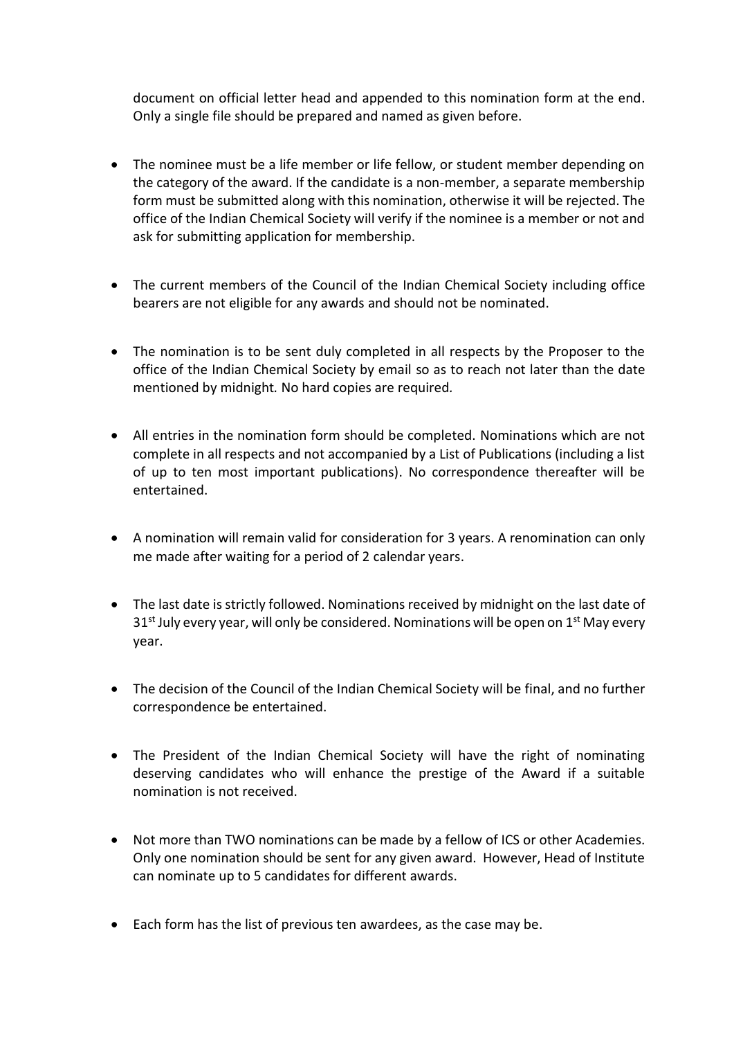document on official letter head and appended to this nomination form at the end. Only a single file should be prepared and named as given before.

- The nominee must be a life member or life fellow, or student member depending on the category of the award. If the candidate is a non-member, a separate membership form must be submitted along with this nomination, otherwise it will be rejected. The office of the Indian Chemical Society will verify if the nominee is a member or not and ask for submitting application for membership.

- The current members of the Council of the Indian Chemical Society including office bearers are not eligible for any awards and should not be nominated.

- The nomination is to be sent duly completed in all respects by the Proposer to the office of the Indian Chemical Society by email so as to reach not later than the date mentioned by midnight*.* No hard copies are required*.*

- All entries in the nomination form should be completed. Nominations which are not complete in all respects and not accompanied by a List of Publications (including a list of up to ten most important publications). No correspondence thereafter will be entertained.

- A nomination will remain valid for consideration for 3 years. A renomination can only me made after waiting for a period of 2 calendar years.

- The last date is strictly followed. Nominations received by midnight on the last date of 31st July every year, will only be considered. Nominations will be open on 1st May every year.

- The decision of the Council of the Indian Chemical Society will be final, and no further correspondence be entertained.

- The President of the Indian Chemical Society will have the right of nominating deserving candidates who will enhance the prestige of the Award if a suitable nomination is not received.

- Not more than TWO nominations can be made by a fellow of ICS or other Academies. Only one nomination should be sent for any given award. However, Head of Institute can nominate up to 5 candidates for different awards.

- Each form has the list of previous ten awardees, as the case may be.